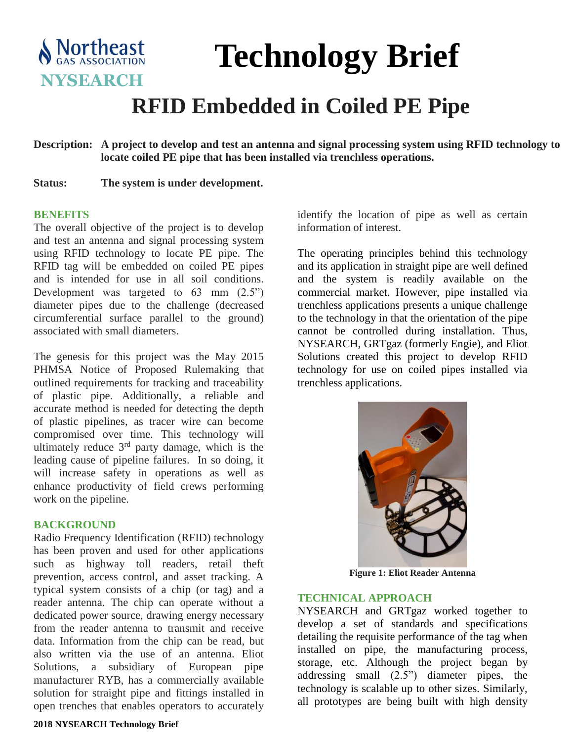# Technology Brief

## RFID Embedded in Coiled PE Pipe

**Description:** **A project to develop and test an antenna and signal processing system using RFID technology to locate coiled PE pipe that has been installed via trenchless operations.**

**Status:** **The system is under development.**

### BENEFITS

The overall objective of the project is to develop and test an antenna and signal processing system using RFID technology to locate PE pipe. The RFID tag will be embedded on coiled PE pipes and is intended for use in all soil conditions. Development was targeted to 63 mm (2.5") diameter pipes due to the challenge (decreased circumferential surface parallel to the ground) associated with small diameters.

The genesis for this project was the May 2015 PHMSA Notice of Proposed Rulemaking that outlined requirements for tracking and traceability of plastic pipe. Additionally, a reliable and accurate method is needed for detecting the depth of plastic pipelines, as tracer wire can become compromised over time. This technology will ultimately reduce 3rd party damage, which is the leading cause of pipeline failures. In so doing, it will increase safety in operations as well as enhance productivity of field crews performing work on the pipeline.

### BACKGROUND

Radio Frequency Identification (RFID) technology has been proven and used for other applications such as highway toll readers, retail theft prevention, access control, and asset tracking. A typical system consists of a chip (or tag) and a reader antenna. The chip can operate without a dedicated power source, drawing energy necessary from the reader antenna to transmit and receive data. Information from the chip can be read, but also written via the use of an antenna. Eliot Solutions, a subsidiary of European pipe manufacturer RYB, has a commercially available solution for straight pipe and fittings installed in open trenches that enables operators to accurately identify the location of pipe as well as certain information of interest.

The operating principles behind this technology and its application in straight pipe are well defined and the system is readily available on the commercial market. However, pipe installed via trenchless applications presents a unique challenge to the technology in that the orientation of the pipe cannot be controlled during installation. Thus, NYSEARCH, GRTgaz (formerly Engie), and Eliot Solutions created this project to develop RFID technology for use on coiled pipes installed via trenchless applications.

**Figure 1: Eliot Reader Antenna**

### TECHNICAL APPROACH

NYSEARCH and GRTgaz worked together to develop a set of standards and specifications detailing the requisite performance of the tag when installed on pipe, the manufacturing process, storage, etc. Although the project began by addressing small (2.5") diameter pipes, the technology is scalable up to other sizes. Similarly, all prototypes are being built with high density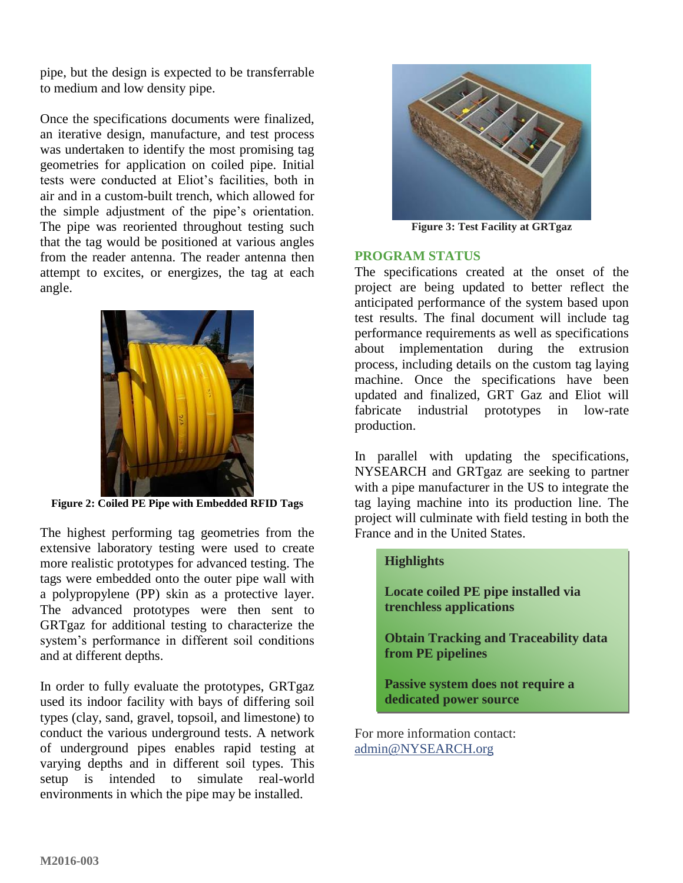pipe, but the design is expected to be transferrable to medium and low density pipe.

Once the specifications documents were finalized, an iterative design, manufacture, and test process was undertaken to identify the most promising tag geometries for application on coiled pipe. Initial tests were conducted at Eliot's facilities, both in air and in a custom-built trench, which allowed for the simple adjustment of the pipe's orientation. The pipe was reoriented throughout testing such that the tag would be positioned at various angles from the reader antenna. The reader antenna then attempt to excites, or energizes, the tag at each angle.

**Figure 2: Coiled PE Pipe with Embedded RFID Tags**

The highest performing tag geometries from the extensive laboratory testing were used to create more realistic prototypes for advanced testing. The tags were embedded onto the outer pipe wall with a polypropylene (PP) skin as a protective layer. The advanced prototypes were then sent to GRTgaz for additional testing to characterize the system's performance in different soil conditions and at different depths.

In order to fully evaluate the prototypes, GRTgaz used its indoor facility with bays of differing soil types (clay, sand, gravel, topsoil, and limestone) to conduct the various underground tests. A network of underground pipes enables rapid testing at varying depths and in different soil types. This setup is intended to simulate real-world environments in which the pipe may be installed.

**Figure 3: Test Facility at GRTgaz**

## PROGRAM STATUS

The specifications created at the onset of the project are being updated to better reflect the anticipated performance of the system based upon test results. The final document will include tag performance requirements as well as specifications about implementation during the extrusion process, including details on the custom tag laying machine. Once the specifications have been updated and finalized, GRT Gaz and Eliot will fabricate industrial prototypes in low-rate production.

In parallel with updating the specifications, NYSEARCH and GRTgaz are seeking to partner with a pipe manufacturer in the US to integrate the tag laying machine into its production line. The project will culminate with field testing in both the France and in the United States.

**Highlights**

**Locate coiled PE pipe installed via trenchless applications**

**Obtain Tracking and Traceability data from PE pipelines**

**Passive system does not require a dedicated power source**

For more information contact:
admin@NYSEARCH.org

**M2016-003**